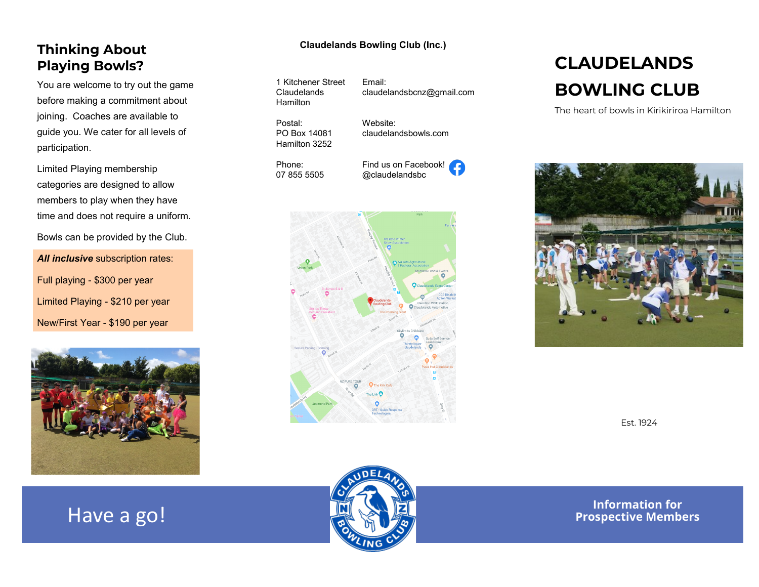## Thinking About Playing Bowls?

You are welcome to try out the game before making a commitment about joining. Coaches are available to guide you. We cater for all levels of participation.

Limited Playing membership categories are designed to allow members to play when they have time and does not require a uniform.

Bowls can be provided by the Club.

***All inclusive*** subscription rates:

Full playing - $300 per year

Limited Playing - $210 per year

New/First Year - $190 per year

Have a go!

**Claudelands Bowling Club (Inc.)**

1 Kitchener Street
Claudelands
Hamilton

Postal:
PO Box 14081
Hamilton 3252

Phone:
07 855 5505

Email:
claudelandsbcnz@gmail.com

Website:
claudelandsbowls.com

Find us on Facebook!
@claudelandsbc

# CLAUDELANDS BOWLING CLUB

The heart of bowls in Kirikiriroa Hamilton

Est. 1924

**Information for Prospective Members**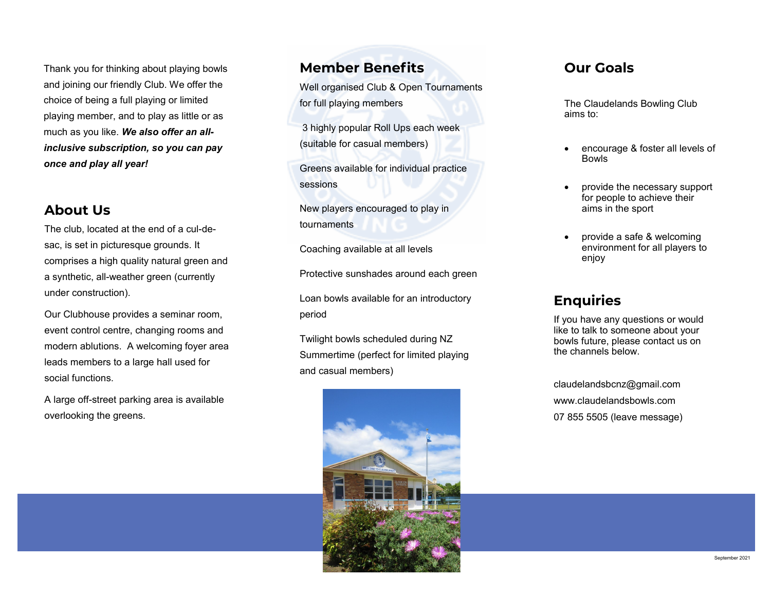Thank you for thinking about playing bowls and joining our friendly Club. We offer the choice of being a full playing or limited playing member, and to play as little or as much as you like. ***We also offer an all-inclusive subscription, so you can pay once and play all year!***

## About Us

The club, located at the end of a cul-de-sac, is set in picturesque grounds. It comprises a high quality natural green and a synthetic, all-weather green (currently under construction).

Our Clubhouse provides a seminar room, event control centre, changing rooms and modern ablutions. A welcoming foyer area leads members to a large hall used for social functions.

A large off-street parking area is available overlooking the greens.

## Member Benefits

Well organised Club & Open Tournaments for full playing members

3 highly popular Roll Ups each week (suitable for casual members)

Greens available for individual practice sessions

New players encouraged to play in tournaments

Coaching available at all levels

Protective sunshades around each green

Loan bowls available for an introductory period

Twilight bowls scheduled during NZ Summertime (perfect for limited playing and casual members)

## Our Goals

The Claudelands Bowling Club aims to:

- encourage & foster all levels of Bowls
- provide the necessary support for people to achieve their aims in the sport
- provide a safe & welcoming environment for all players to enjoy

## Enquiries

If you have any questions or would like to talk to someone about your bowls future, please contact us on the channels below.

claudelandsbcnz@gmail.com

www.claudelandsbowls.com

07 855 5505 (leave message)

September 2021